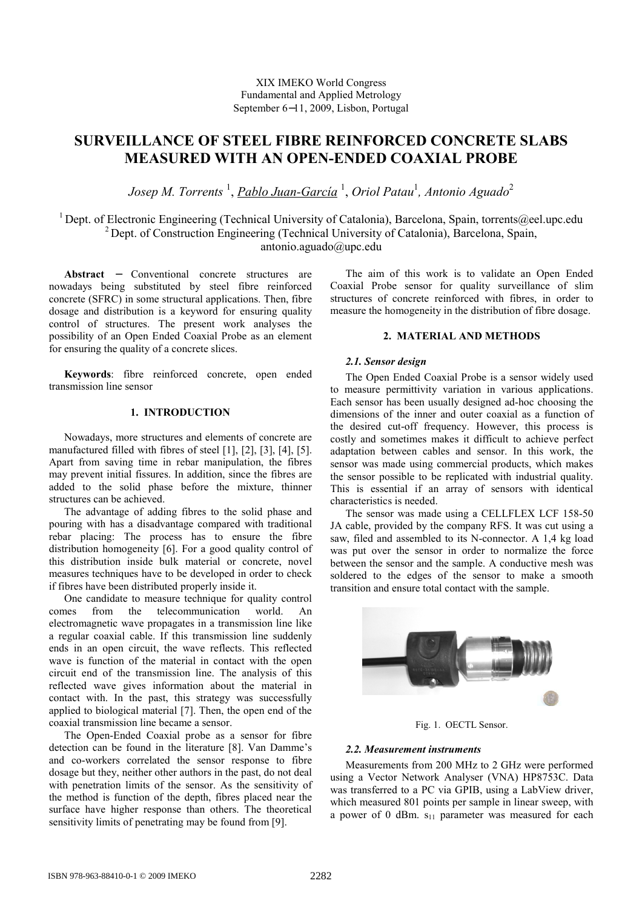XIX IMEKO World Congress
Fundamental and Applied Metrology
September 6−11, 2009, Lisbon, Portugal

# SURVEILLANCE OF STEEL FIBRE REINFORCED CONCRETE SLABS MEASURED WITH AN OPEN-ENDED COAXIAL PROBE

*Josep M. Torrents* [1], *Pablo Juan-García* [1], *Oriol Patau*[1], *Antonio Aguado*[2]

[1] Dept. of Electronic Engineering (Technical University of Catalonia), Barcelona, Spain, torrents@eel.upc.edu
[2] Dept. of Construction Engineering (Technical University of Catalonia), Barcelona, Spain, antonio.aguado@upc.edu

**Abstract** − Conventional concrete structures are nowadays being substituted by steel fibre reinforced concrete (SFRC) in some structural applications. Then, fibre dosage and distribution is a keyword for ensuring quality control of structures. The present work analyses the possibility of an Open Ended Coaxial Probe as an element for ensuring the quality of a concrete slices.

**Keywords**: fibre reinforced concrete, open ended transmission line sensor

## 1. INTRODUCTION

Nowadays, more structures and elements of concrete are manufactured filled with fibres of steel [1], [2], [3], [4], [5]. Apart from saving time in rebar manipulation, the fibres may prevent initial fissures. In addition, since the fibres are added to the solid phase before the mixture, thinner structures can be achieved.

The advantage of adding fibres to the solid phase and pouring with has a disadvantage compared with traditional rebar placing: The process has to ensure the fibre distribution homogeneity [6]. For a good quality control of this distribution inside bulk material or concrete, novel measures techniques have to be developed in order to check if fibres have been distributed properly inside it.

One candidate to measure technique for quality control comes from the telecommunication world. An electromagnetic wave propagates in a transmission line like a regular coaxial cable. If this transmission line suddenly ends in an open circuit, the wave reflects. This reflected wave is function of the material in contact with the open circuit end of the transmission line. The analysis of this reflected wave gives information about the material in contact with. In the past, this strategy was successfully applied to biological material [7]. Then, the open end of the coaxial transmission line became a sensor.

The Open-Ended Coaxial probe as a sensor for fibre detection can be found in the literature [8]. Van Damme's and co-workers correlated the sensor response to fibre dosage but they, neither other authors in the past, do not deal with penetration limits of the sensor. As the sensitivity of the method is function of the depth, fibres placed near the surface have higher response than others. The theoretical sensitivity limits of penetrating may be found from [9].

The aim of this work is to validate an Open Ended Coaxial Probe sensor for quality surveillance of slim structures of concrete reinforced with fibres, in order to measure the homogeneity in the distribution of fibre dosage.

## 2. MATERIAL AND METHODS

### *2.1. Sensor design*

The Open Ended Coaxial Probe is a sensor widely used to measure permittivity variation in various applications. Each sensor has been usually designed ad-hoc choosing the dimensions of the inner and outer coaxial as a function of the desired cut-off frequency. However, this process is costly and sometimes makes it difficult to achieve perfect adaptation between cables and sensor. In this work, the sensor was made using commercial products, which makes the sensor possible to be replicated with industrial quality. This is essential if an array of sensors with identical characteristics is needed.

The sensor was made using a CELLFLEX LCF 158-50 JA cable, provided by the company RFS. It was cut using a saw, filed and assembled to its N-connector. A 1,4 kg load was put over the sensor in order to normalize the force between the sensor and the sample. A conductive mesh was soldered to the edges of the sensor to make a smooth transition and ensure total contact with the sample.

Fig. 1. OECTL Sensor.

### *2.2. Measurement instruments*

Measurements from 200 MHz to 2 GHz were performed using a Vector Network Analyser (VNA) HP8753C. Data was transferred to a PC via GPIB, using a LabView driver, which measured 801 points per sample in linear sweep, with a power of 0 dBm. $s_{11}$ parameter was measured for each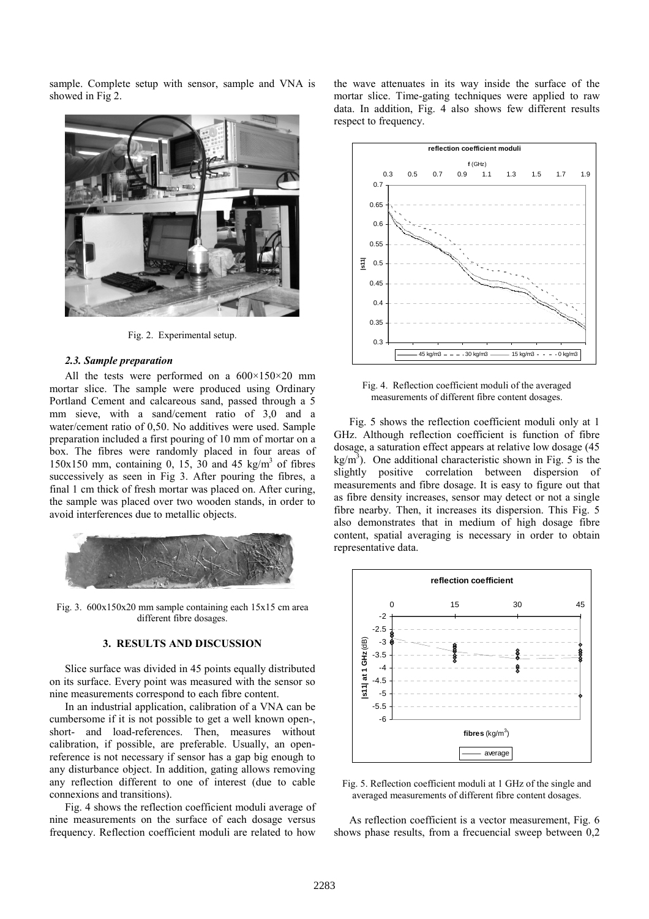sample. Complete setup with sensor, sample and VNA is showed in Fig 2.

Fig. 2. Experimental setup.

### *2.3. Sample preparation*

All the tests were performed on a 600×150×20 mm mortar slice. The sample were produced using Ordinary Portland Cement and calcareous sand, passed through a 5 mm sieve, with a sand/cement ratio of 3,0 and a water/cement ratio of 0,50. No additives were used. Sample preparation included a first pouring of 10 mm of mortar on a box. The fibres were randomly placed in four areas of 150x150 mm, containing 0, 15, 30 and 45 kg/m$^3$ of fibres successively as seen in Fig 3. After pouring the fibres, a final 1 cm thick of fresh mortar was placed on. After curing, the sample was placed over two wooden stands, in order to avoid interferences due to metallic objects.

Fig. 3. 600x150x20 mm sample containing each 15x15 cm area different fibre dosages.

## 3. RESULTS AND DISCUSSION

Slice surface was divided in 45 points equally distributed on its surface. Every point was measured with the sensor so nine measurements correspond to each fibre content.

In an industrial application, calibration of a VNA can be cumbersome if it is not possible to get a well known open-, short- and load-references. Then, measures without calibration, if possible, are preferable. Usually, an open-reference is not necessary if sensor has a gap big enough to any disturbance object. In addition, gating allows removing any reflection different to one of interest (due to cable connexions and transitions).

Fig. 4 shows the reflection coefficient moduli average of nine measurements on the surface of each dosage versus frequency. Reflection coefficient moduli are related to how the wave attenuates in its way inside the surface of the mortar slice. Time-gating techniques were applied to raw data. In addition, Fig. 4 also shows few different results respect to frequency.

Fig. 4. Reflection coefficient moduli of the averaged measurements of different fibre content dosages.

Fig. 5 shows the reflection coefficient moduli only at 1 GHz. Although reflection coefficient is function of fibre dosage, a saturation effect appears at relative low dosage (45 kg/m$^3$). One additional characteristic shown in Fig. 5 is the slightly positive correlation between dispersion of measurements and fibre dosage. It is easy to figure out that as fibre density increases, sensor may detect or not a single fibre nearby. Then, it increases its dispersion. This Fig. 5 also demonstrates that in medium of high dosage fibre content, spatial averaging is necessary in order to obtain representative data.

Fig. 5. Reflection coefficient moduli at 1 GHz of the single and averaged measurements of different fibre content dosages.

As reflection coefficient is a vector measurement, Fig. 6 shows phase results, from a frecuencial sweep between 0,2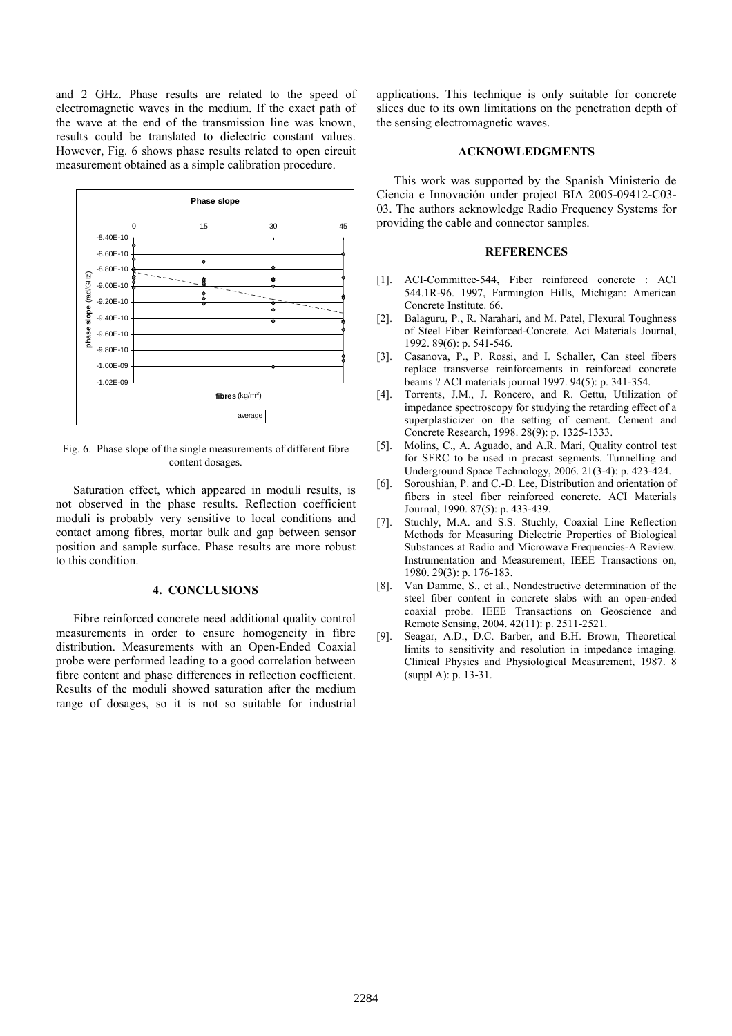and 2 GHz. Phase results are related to the speed of electromagnetic waves in the medium. If the exact path of the wave at the end of the transmission line was known, results could be translated to dielectric constant values. However, Fig. 6 shows phase results related to open circuit measurement obtained as a simple calibration procedure.

Phase slope

0
15
30
45

-8.40E-10
-8.60E-10
-8.80E-10
-9.00E-10
-9.20E-10
-9.40E-10
-9.60E-10
-9.80E-10
-1.00E-09
-1.02E-09

phase slope (rad/GHz)

fibres (kg/m$^3$)

average

Fig. 6. Phase slope of the single measurements of different fibre content dosages.

Saturation effect, which appeared in moduli results, is not observed in the phase results. Reflection coefficient moduli is probably very sensitive to local conditions and contact among fibres, mortar bulk and gap between sensor position and sample surface. Phase results are more robust to this condition.

## 4. CONCLUSIONS

Fibre reinforced concrete need additional quality control measurements in order to ensure homogeneity in fibre distribution. Measurements with an Open-Ended Coaxial probe were performed leading to a good correlation between fibre content and phase differences in reflection coefficient. Results of the moduli showed saturation after the medium range of dosages, so it is not so suitable for industrial applications. This technique is only suitable for concrete slices due to its own limitations on the penetration depth of the sensing electromagnetic waves.

## ACKNOWLEDGMENTS

This work was supported by the Spanish Ministerio de Ciencia e Innovación under project BIA 2005-09412-C03-03. The authors acknowledge Radio Frequency Systems for providing the cable and connector samples.

## REFERENCES

[1]. ACI-Committee-544, Fiber reinforced concrete : ACI 544.1R-96. 1997, Farmington Hills, Michigan: American Concrete Institute. 66.

[2]. Balaguru, P., R. Narahari, and M. Patel, Flexural Toughness of Steel Fiber Reinforced-Concrete. Aci Materials Journal, 1992. 89(6): p. 541-546.

[3]. Casanova, P., P. Rossi, and I. Schaller, Can steel fibers replace transverse reinforcements in reinforced concrete beams ? ACI materials journal 1997. 94(5): p. 341-354.

[4]. Torrents, J.M., J. Roncero, and R. Gettu, Utilization of impedance spectroscopy for studying the retarding effect of a superplasticizer on the setting of cement. Cement and Concrete Research, 1998. 28(9): p. 1325-1333.

[5]. Molins, C., A. Aguado, and A.R. Marí, Quality control test for SFRC to be used in precast segments. Tunnelling and Underground Space Technology, 2006. 21(3-4): p. 423-424.

[6]. Soroushian, P. and C.-D. Lee, Distribution and orientation of fibers in steel fiber reinforced concrete. ACI Materials Journal, 1990. 87(5): p. 433-439.

[7]. Stuchly, M.A. and S.S. Stuchly, Coaxial Line Reflection Methods for Measuring Dielectric Properties of Biological Substances at Radio and Microwave Frequencies-A Review. Instrumentation and Measurement, IEEE Transactions on, 1980. 29(3): p. 176-183.

[8]. Van Damme, S., et al., Nondestructive determination of the steel fiber content in concrete slabs with an open-ended coaxial probe. IEEE Transactions on Geoscience and Remote Sensing, 2004. 42(11): p. 2511-2521.

[9]. Seagar, A.D., D.C. Barber, and B.H. Brown, Theoretical limits to sensitivity and resolution in impedance imaging. Clinical Physics and Physiological Measurement, 1987. 8 (suppl A): p. 13-31.